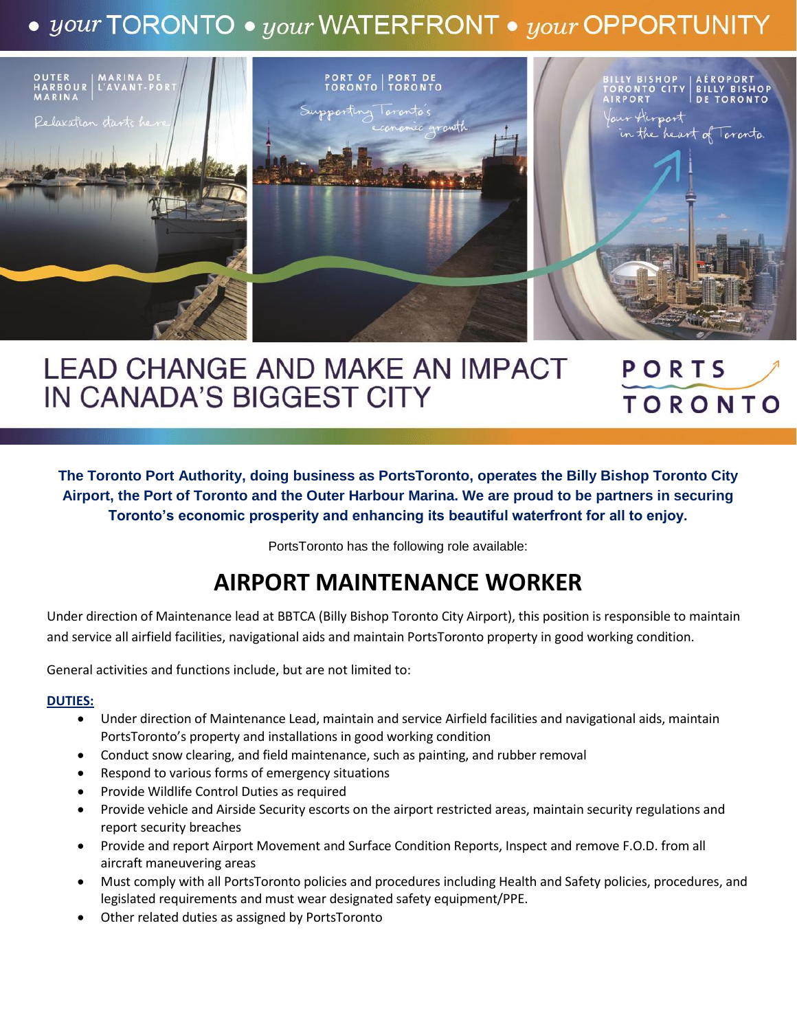• *your* TORONTO • *your* WATERFRONT • *your* OPPORTUNITY

OUTER HARBOUR MARINA | MARINA DE L'AVANT-PORT

*Relaxation starts here*

PORT OF TORONTO | PORT DE TORONTO

*Supporting Toronto's economic growth*

BILLY BISHOP TORONTO CITY AIRPORT | AÉROPORT BILLY BISHOP DE TORONTO

*Your Airport in the heart of Toronto.*

# LEAD CHANGE AND MAKE AN IMPACT IN CANADA'S BIGGEST CITY

PORTS TORONTO

**The Toronto Port Authority, doing business as PortsToronto, operates the Billy Bishop Toronto City Airport, the Port of Toronto and the Outer Harbour Marina. We are proud to be partners in securing Toronto's economic prosperity and enhancing its beautiful waterfront for all to enjoy.**

PortsToronto has the following role available:

## AIRPORT MAINTENANCE WORKER

Under direction of Maintenance lead at BBTCA (Billy Bishop Toronto City Airport), this position is responsible to maintain and service all airfield facilities, navigational aids and maintain PortsToronto property in good working condition.

General activities and functions include, but are not limited to:

**DUTIES:**

- Under direction of Maintenance Lead, maintain and service Airfield facilities and navigational aids, maintain PortsToronto's property and installations in good working condition
- Conduct snow clearing, and field maintenance, such as painting, and rubber removal
- Respond to various forms of emergency situations
- Provide Wildlife Control Duties as required
- Provide vehicle and Airside Security escorts on the airport restricted areas, maintain security regulations and report security breaches
- Provide and report Airport Movement and Surface Condition Reports, Inspect and remove F.O.D. from all aircraft maneuvering areas
- Must comply with all PortsToronto policies and procedures including Health and Safety policies, procedures, and legislated requirements and must wear designated safety equipment/PPE.
- Other related duties as assigned by PortsToronto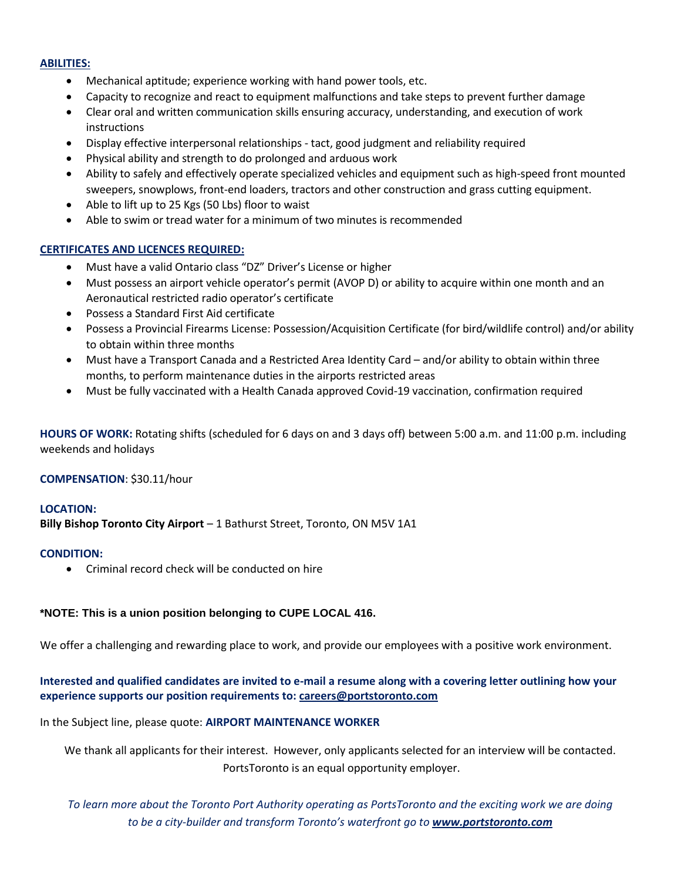**ABILITIES:**

- Mechanical aptitude; experience working with hand power tools, etc.
- Capacity to recognize and react to equipment malfunctions and take steps to prevent further damage
- Clear oral and written communication skills ensuring accuracy, understanding, and execution of work instructions
- Display effective interpersonal relationships - tact, good judgment and reliability required
- Physical ability and strength to do prolonged and arduous work
- Ability to safely and effectively operate specialized vehicles and equipment such as high-speed front mounted sweepers, snowplows, front-end loaders, tractors and other construction and grass cutting equipment.
- Able to lift up to 25 Kgs (50 Lbs) floor to waist
- Able to swim or tread water for a minimum of two minutes is recommended

**CERTIFICATES AND LICENCES REQUIRED:**

- Must have a valid Ontario class "DZ" Driver's License or higher
- Must possess an airport vehicle operator's permit (AVOP D) or ability to acquire within one month and an Aeronautical restricted radio operator's certificate
- Possess a Standard First Aid certificate
- Possess a Provincial Firearms License: Possession/Acquisition Certificate (for bird/wildlife control) and/or ability to obtain within three months
- Must have a Transport Canada and a Restricted Area Identity Card – and/or ability to obtain within three months, to perform maintenance duties in the airports restricted areas
- Must be fully vaccinated with a Health Canada approved Covid-19 vaccination, confirmation required

**HOURS OF WORK:** Rotating shifts (scheduled for 6 days on and 3 days off) between 5:00 a.m. and 11:00 p.m. including weekends and holidays

**COMPENSATION**: $30.11/hour

**LOCATION:**
**Billy Bishop Toronto City Airport** – 1 Bathurst Street, Toronto, ON M5V 1A1

**CONDITION:**

- Criminal record check will be conducted on hire

**\*NOTE: This is a union position belonging to CUPE LOCAL 416.**

We offer a challenging and rewarding place to work, and provide our employees with a positive work environment.

**Interested and qualified candidates are invited to e-mail a resume along with a covering letter outlining how your experience supports our position requirements to: careers@portstoronto.com**

In the Subject line, please quote: **AIRPORT MAINTENANCE WORKER**

We thank all applicants for their interest. However, only applicants selected for an interview will be contacted.
PortsToronto is an equal opportunity employer.

*To learn more about the Toronto Port Authority operating as PortsToronto and the exciting work we are doing to be a city-builder and transform Toronto's waterfront go to **www.portstoronto.com***